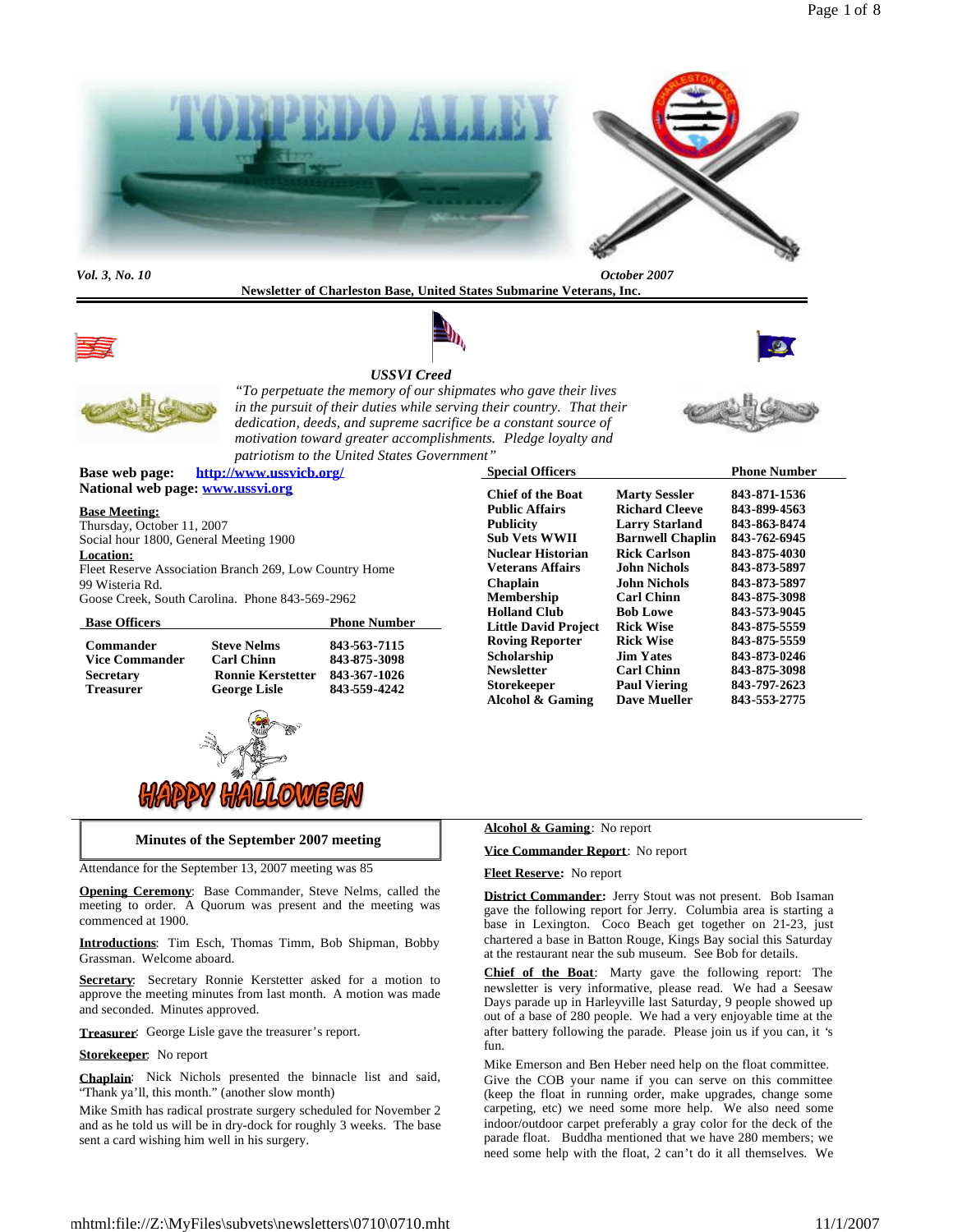# TORPEDO ALLEY

*Vol. 3, No. 10* *October 2007*

**Newsletter of Charleston Base, United States Submarine Veterans, Inc.**

### *USSVI Creed*

*"To perpetuate the memory of our shipmates who gave their lives in the pursuit of their duties while serving their country. That their dedication, deeds, and supreme sacrifice be a constant source of motivation toward greater accomplishments. Pledge loyalty and patriotism to the United States Government"*

**Base web page:** **http://www.ussvicb.org/**
**National web page:** **www.ussvi.org**

**Base Meeting:**
Thursday, October 11, 2007
Social hour 1800, General Meeting 1900

**Location:**
Fleet Reserve Association Branch 269, Low Country Home
99 Wisteria Rd.
Goose Creek, South Carolina. Phone 843-569-2962

| Base Officers | | Phone Number |
|---|---|---|
| **Commander** | **Steve Nelms** | **843-563-7115** |
| **Vice Commander** | **Carl Chinn** | **843-875-3098** |
| **Secretary** | **Ronnie Kerstetter** | **843-367-1026** |
| **Treasurer** | **George Lisle** | **843-559-4242** |

| Special Officers | | Phone Number |
|---|---|---|
| **Chief of the Boat** | **Marty Sessler** | **843-871-1536** |
| **Public Affairs** | **Richard Cleeve** | **843-899-4563** |
| **Publicity** | **Larry Starland** | **843-863-8474** |
| **Sub Vets WWII** | **Barnwell Chaplin** | **843-762-6945** |
| **Nuclear Historian** | **Rick Carlson** | **843-875-4030** |
| **Veterans Affairs** | **John Nichols** | **843-873-5897** |
| **Chaplain** | **John Nichols** | **843-873-5897** |
| **Membership** | **Carl Chinn** | **843-875-3098** |
| **Holland Club** | **Bob Lowe** | **843-573-9045** |
| **Little David Project** | **Rick Wise** | **843-875-5559** |
| **Roving Reporter** | **Rick Wise** | **843-875-5559** |
| **Scholarship** | **Jim Yates** | **843-873-0246** |
| **Newsletter** | **Carl Chinn** | **843-875-3098** |
| **Storekeeper** | **Paul Viering** | **843-797-2623** |
| **Alcohol & Gaming** | **Dave Mueller** | **843-553-2775** |

HAPPY HALLOWEEN

## Minutes of the September 2007 meeting

Attendance for the September 13, 2007 meeting was 85

**Opening Ceremony**: Base Commander, Steve Nelms, called the meeting to order. A Quorum was present and the meeting was commenced at 1900.

**Introductions**: Tim Esch, Thomas Timm, Bob Shipman, Bobby Grassman. Welcome aboard.

**Secretary**: Secretary Ronnie Kerstetter asked for a motion to approve the meeting minutes from last month. A motion was made and seconded. Minutes approved.

**Treasurer**: George Lisle gave the treasurer's report.

**Storekeeper**: No report

**Chaplain**: Nick Nichols presented the binnacle list and said, "Thank ya'll, this month." (another slow month)

Mike Smith has radical prostrate surgery scheduled for November 2 and as he told us will be in dry-dock for roughly 3 weeks. The base sent a card wishing him well in his surgery.

**Alcohol & Gaming**: No report

**Vice Commander Report**: No report

**Fleet Reserve:** No report

**District Commander:** Jerry Stout was not present. Bob Isaman gave the following report for Jerry. Columbia area is starting a base in Lexington. Coco Beach get together on 21-23, just chartered a base in Batton Rouge, Kings Bay social this Saturday at the restaurant near the sub museum. See Bob for details.

**Chief of the Boat**: Marty gave the following report: The newsletter is very informative, please read. We had a Seesaw Days parade up in Harleyville last Saturday, 9 people showed up out of a base of 280 people. We had a very enjoyable time at the after battery following the parade. Please join us if you can, it 's fun.

Mike Emerson and Ben Heber need help on the float committee. Give the COB your name if you can serve on this committee (keep the float in running order, make upgrades, change some carpeting, etc) we need some more help. We also need some indoor/outdoor carpet preferably a gray color for the deck of the parade float. Buddha mentioned that we have 280 members; we need some help with the float, 2 can't do it all themselves. We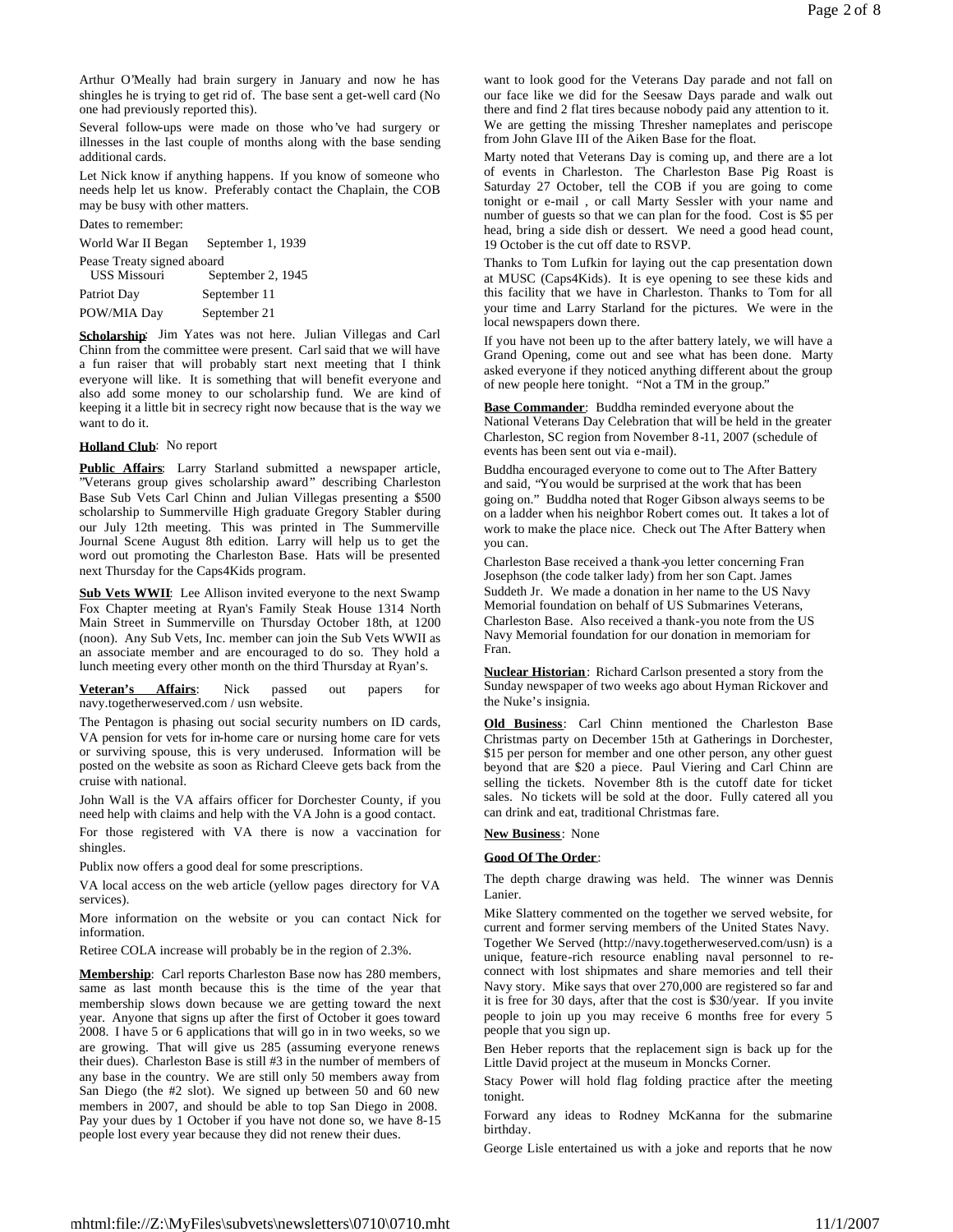Arthur O'Meally had brain surgery in January and now he has shingles he is trying to get rid of. The base sent a get-well card (No one had previously reported this).

Several follow-ups were made on those who've had surgery or illnesses in the last couple of months along with the base sending additional cards.

Let Nick know if anything happens. If you know of someone who needs help let us know. Preferably contact the Chaplain, the COB may be busy with other matters.

Dates to remember:

| | |
|---|---|
| World War II Began | September 1, 1939 |
| Pease Treaty signed aboard USS Missouri | September 2, 1945 |
| Patriot Day | September 11 |
| POW/MIA Day | September 21 |

**Scholarship**: Jim Yates was not here. Julian Villegas and Carl Chinn from the committee were present. Carl said that we will have a fun raiser that will probably start next meeting that I think everyone will like. It is something that will benefit everyone and also add some money to our scholarship fund. We are kind of keeping it a little bit in secrecy right now because that is the way we want to do it.

**Holland Club**: No report

**Public Affairs**: Larry Starland submitted a newspaper article, "Veterans group gives scholarship award" describing Charleston Base Sub Vets Carl Chinn and Julian Villegas presenting a $500 scholarship to Summerville High graduate Gregory Stabler during our July 12th meeting. This was printed in The Summerville Journal Scene August 8th edition. Larry will help us to get the word out promoting the Charleston Base. Hats will be presented next Thursday for the Caps4Kids program.

**Sub Vets WWII**: Lee Allison invited everyone to the next Swamp Fox Chapter meeting at Ryan's Family Steak House 1314 North Main Street in Summerville on Thursday October 18th, at 1200 (noon). Any Sub Vets, Inc. member can join the Sub Vets WWII as an associate member and are encouraged to do so. They hold a lunch meeting every other month on the third Thursday at Ryan's.

**Veteran's Affairs**: Nick passed out papers for navy.togetherweserved.com / usn website.

The Pentagon is phasing out social security numbers on ID cards, VA pension for vets for in-home care or nursing home care for vets or surviving spouse, this is very underused. Information will be posted on the website as soon as Richard Cleeve gets back from the cruise with national.

John Wall is the VA affairs officer for Dorchester County, if you need help with claims and help with the VA John is a good contact.

For those registered with VA there is now a vaccination for shingles.

Publix now offers a good deal for some prescriptions.

VA local access on the web article (yellow pages directory for VA services).

More information on the website or you can contact Nick for information.

Retiree COLA increase will probably be in the region of 2.3%.

**Membership**: Carl reports Charleston Base now has 280 members, same as last month because this is the time of the year that membership slows down because we are getting toward the next year. Anyone that signs up after the first of October it goes toward 2008. I have 5 or 6 applications that will go in in two weeks, so we are growing. That will give us 285 (assuming everyone renews their dues). Charleston Base is still #3 in the number of members of any base in the country. We are still only 50 members away from San Diego (the #2 slot). We signed up between 50 and 60 new members in 2007, and should be able to top San Diego in 2008. Pay your dues by 1 October if you have not done so, we have 8-15 people lost every year because they did not renew their dues.

want to look good for the Veterans Day parade and not fall on our face like we did for the Seesaw Days parade and walk out there and find 2 flat tires because nobody paid any attention to it. We are getting the missing Thresher nameplates and periscope from John Glave III of the Aiken Base for the float.

Marty noted that Veterans Day is coming up, and there are a lot of events in Charleston. The Charleston Base Pig Roast is Saturday 27 October, tell the COB if you are going to come tonight or e-mail , or call Marty Sessler with your name and number of guests so that we can plan for the food. Cost is $5 per head, bring a side dish or dessert. We need a good head count, 19 October is the cut off date to RSVP.

Thanks to Tom Lufkin for laying out the cap presentation down at MUSC (Caps4Kids). It is eye opening to see these kids and this facility that we have in Charleston. Thanks to Tom for all your time and Larry Starland for the pictures. We were in the local newspapers down there.

If you have not been up to the after battery lately, we will have a Grand Opening, come out and see what has been done. Marty asked everyone if they noticed anything different about the group of new people here tonight. "Not a TM in the group."

**Base Commander**: Buddha reminded everyone about the National Veterans Day Celebration that will be held in the greater Charleston, SC region from November 8-11, 2007 (schedule of events has been sent out via e-mail).

Buddha encouraged everyone to come out to The After Battery and said, "You would be surprised at the work that has been going on." Buddha noted that Roger Gibson always seems to be on a ladder when his neighbor Robert comes out. It takes a lot of work to make the place nice. Check out The After Battery when you can.

Charleston Base received a thank-you letter concerning Fran Josephson (the code talker lady) from her son Capt. James Suddeth Jr. We made a donation in her name to the US Navy Memorial foundation on behalf of US Submarines Veterans, Charleston Base. Also received a thank-you note from the US Navy Memorial foundation for our donation in memoriam for Fran.

**Nuclear Historian**: Richard Carlson presented a story from the Sunday newspaper of two weeks ago about Hyman Rickover and the Nuke's insignia.

**Old Business**: Carl Chinn mentioned the Charleston Base Christmas party on December 15th at Gatherings in Dorchester, $15 per person for member and one other person, any other guest beyond that are $20 a piece. Paul Viering and Carl Chinn are selling the tickets. November 8th is the cutoff date for ticket sales. No tickets will be sold at the door. Fully catered all you can drink and eat, traditional Christmas fare.

**New Business**: None

**Good Of The Order**:

The depth charge drawing was held. The winner was Dennis Lanier.

Mike Slattery commented on the together we served website, for current and former serving members of the United States Navy. Together We Served (http://navy.togetherweserved.com/usn) is a unique, feature-rich resource enabling naval personnel to re-connect with lost shipmates and share memories and tell their Navy story. Mike says that over 270,000 are registered so far and it is free for 30 days, after that the cost is $30/year. If you invite people to join up you may receive 6 months free for every 5 people that you sign up.

Ben Heber reports that the replacement sign is back up for the Little David project at the museum in Moncks Corner.

Stacy Power will hold flag folding practice after the meeting tonight.

Forward any ideas to Rodney McKanna for the submarine birthday.

George Lisle entertained us with a joke and reports that he now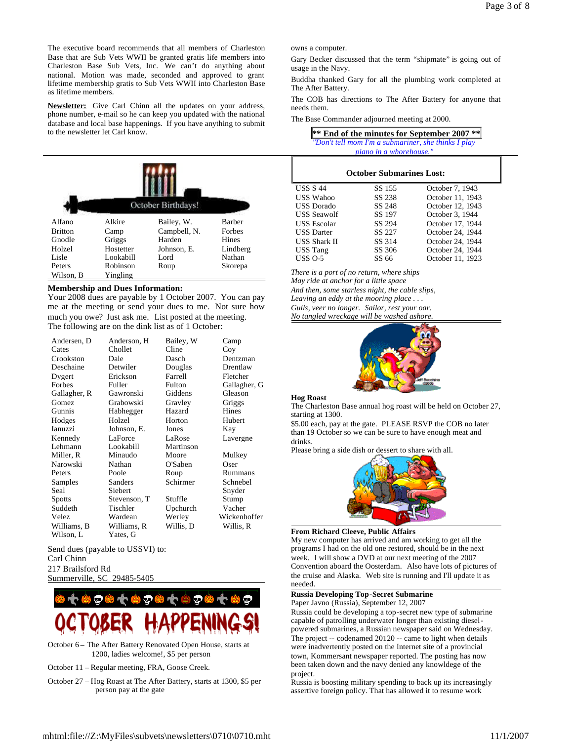The executive board recommends that all members of Charleston Base that are Sub Vets WWII be granted gratis life members into Charleston Base Sub Vets, Inc. We can't do anything about national. Motion was made, seconded and approved to grant lifetime membership gratis to Sub Vets WWII into Charleston Base as lifetime members.

**Newsletter:** Give Carl Chinn all the updates on your address, phone number, e-mail so he can keep you updated with the national database and local base happenings. If you have anything to submit to the newsletter let Carl know.

owns a computer.

Gary Becker discussed that the term "shipmate" is going out of usage in the Navy.

Buddha thanked Gary for all the plumbing work completed at The After Battery.

The COB has directions to The After Battery for anyone that needs them.

The Base Commander adjourned meeting at 2000.

**\*\* End of the minutes for September 2007 \*\***

*"Don't tell mom I'm a submariner, she thinks I play piano in a whorehouse."*

## October Birthdays!

| | | | |
|---|---|---|---|
| Alfano | Alkire | Bailey, W. | Barber |
| Britton | Camp | Campbell, N. | Forbes |
| Gnodle | Griggs | Harden | Hines |
| Holzel | Hostetter | Johnson, E. | Lindberg |
| Lisle | Lookabill | Lord | Nathan |
| Peters | Robinson | Roup | Skorepa |
| Wilson, B | Yingling | | |

### Membership and Dues Information:

Your 2008 dues are payable by 1 October 2007. You can pay me at the meeting or send your dues to me. Not sure how much you owe? Just ask me. List posted at the meeting. The following are on the dink list as of 1 October:

| | | | |
|---|---|---|---|
| Andersen, D | Anderson, H | Bailey, W | Camp |
| Cates | Chollet | Cline | Coy |
| Crookston | Dale | Dasch | Dentzman |
| Deschaine | Detwiler | Douglas | Drentlaw |
| Dygert | Erickson | Farrell | Fletcher |
| Forbes | Fuller | Fulton | Gallagher, G |
| Gallagher, R | Gawronski | Giddens | Gleason |
| Gomez | Grabowski | Gravley | Griggs |
| Gunnis | Habhegger | Hazard | Hines |
| Hodges | Holzel | Horton | Hubert |
| Ianuzzi | Johnson, E. | Jones | Kay |
| Kennedy | LaForce | LaRose | Lavergne |
| Lehmann | Lookabill | Martinson | |
| Miller, R | Minaudo | Moore | Mulkey |
| Narowski | Nathan | O'Saben | Oser |
| Peters | Poole | Roup | Rummans |
| Samples | Sanders | Schirmer | Schnebel |
| Seal | Siebert | | Snyder |
| Spotts | Stevenson, T | Stuffle | Stump |
| Suddeth | Tischler | Upchurch | Vacher |
| Velez | Wardean | Werley | Wickenhoffer |
| Williams, B | Williams, R | Willis, D | Willis, R |
| Wilson, L | Yates, G | | |

Send dues (payable to USSVI) to:
Carl Chinn
217 Brailsford Rd
Summerville, SC 29485-5405

## OCTOBER HAPPENINGS!

October 6 – The After Battery Renovated Open House, starts at 1200, ladies welcome!, $5 per person

October 11 – Regular meeting, FRA, Goose Creek.

October 27 – Hog Roast at The After Battery, starts at 1300, $5 per person pay at the gate

### October Submarines Lost:

| | | |
|---|---|---|
| USS S 44 | SS 155 | October 7, 1943 |
| USS Wahoo | SS 238 | October 11, 1943 |
| USS Dorado | SS 248 | October 12, 1943 |
| USS Seawolf | SS 197 | October 3, 1944 |
| USS Escolar | SS 294 | October 17, 1944 |
| USS Darter | SS 227 | October 24, 1944 |
| USS Shark II | SS 314 | October 24, 1944 |
| USS Tang | SS 306 | October 24, 1944 |
| USS O-5 | SS 66 | October 11, 1923 |

*There is a port of no return, where ships*
*May ride at anchor for a little space*
*And then, some starless night, the cable slips,*
*Leaving an eddy at the mooring place . . .*
*Gulls, veer no longer. Sailor, rest your oar.*
*No tangled wreckage will be washed ashore.*

**Hog Roast**

The Charleston Base annual hog roast will be held on October 27, starting at 1300.

$5.00 each, pay at the gate. PLEASE RSVP the COB no later than 19 October so we can be sure to have enough meat and drinks.

Please bring a side dish or dessert to share with all.

**From Richard Cleeve, Public Affairs**

My new computer has arrived and am working to get all the programs I had on the old one restored, should be in the next week. I will show a DVD at our next meeting of the 2007 Convention aboard the Oosterdam. Also have lots of pictures of the cruise and Alaska. Web site is running and I'll update it as needed.

**Russia Developing Top-Secret Submarine**

Paper Javno (Russia), September 12, 2007

Russia could be developing a top-secret new type of submarine capable of patrolling underwater longer than existing diesel-powered submarines, a Russian newspaper said on Wednesday. The project -- codenamed 20120 -- came to light when details were inadvertently posted on the Internet site of a provincial town, Kommersant newspaper reported. The posting has now been taken down and the navy denied any knowledge of the project.

Russia is boosting military spending to back up its increasingly assertive foreign policy. That has allowed it to resume work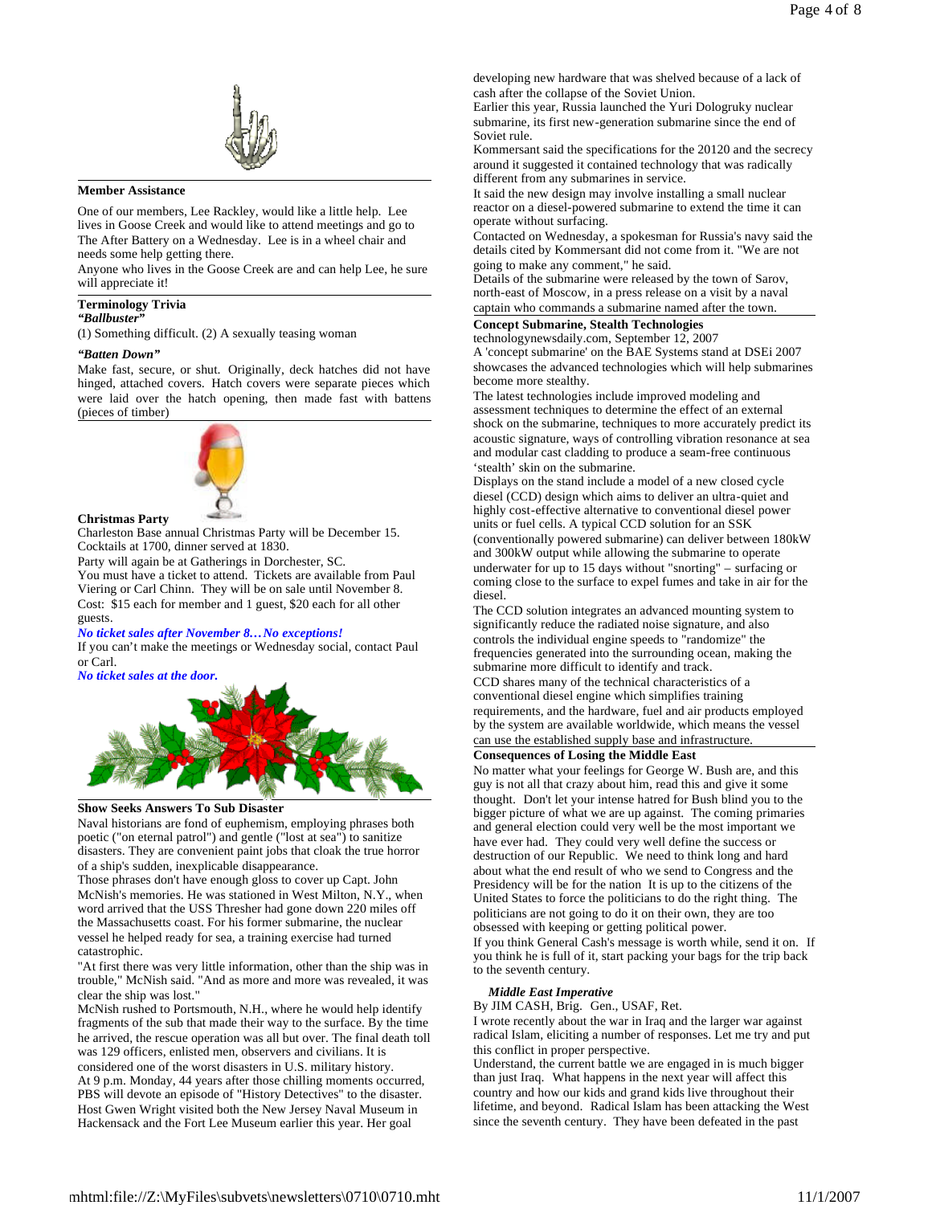**Member Assistance**

One of our members, Lee Rackley, would like a little help. Lee lives in Goose Creek and would like to attend meetings and go to The After Battery on a Wednesday. Lee is in a wheel chair and needs some help getting there.

Anyone who lives in the Goose Creek are and can help Lee, he sure will appreciate it!

**Terminology Trivia**

***"Ballbuster"***

(1) Something difficult. (2) A sexually teasing woman

***"Batten Down"***

Make fast, secure, or shut. Originally, deck hatches did not have hinged, attached covers. Hatch covers were separate pieces which were laid over the hatch opening, then made fast with battens (pieces of timber)

**Christmas Party**

Charleston Base annual Christmas Party will be December 15. Cocktails at 1700, dinner served at 1830.

Party will again be at Gatherings in Dorchester, SC.

You must have a ticket to attend. Tickets are available from Paul Viering or Carl Chinn. They will be on sale until November 8.

Cost: $15 each for member and 1 guest, $20 each for all other guests.

***No ticket sales after November 8…No exceptions!***

If you can't make the meetings or Wednesday social, contact Paul or Carl.

***No ticket sales at the door.***

**Show Seeks Answers To Sub Disaster**

Naval historians are fond of euphemism, employing phrases both poetic ("on eternal patrol") and gentle ("lost at sea") to sanitize disasters. They are convenient paint jobs that cloak the true horror of a ship's sudden, inexplicable disappearance.

Those phrases don't have enough gloss to cover up Capt. John McNish's memories. He was stationed in West Milton, N.Y., when word arrived that the USS Thresher had gone down 220 miles off the Massachusetts coast. For his former submarine, the nuclear vessel he helped ready for sea, a training exercise had turned catastrophic.

"At first there was very little information, other than the ship was in trouble," McNish said. "And as more and more was revealed, it was clear the ship was lost."

McNish rushed to Portsmouth, N.H., where he would help identify fragments of the sub that made their way to the surface. By the time he arrived, the rescue operation was all but over. The final death toll was 129 officers, enlisted men, observers and civilians. It is considered one of the worst disasters in U.S. military history.

At 9 p.m. Monday, 44 years after those chilling moments occurred, PBS will devote an episode of "History Detectives" to the disaster. Host Gwen Wright visited both the New Jersey Naval Museum in Hackensack and the Fort Lee Museum earlier this year. Her goal

developing new hardware that was shelved because of a lack of cash after the collapse of the Soviet Union.

Earlier this year, Russia launched the Yuri Dologruky nuclear submarine, its first new-generation submarine since the end of Soviet rule.

Kommersant said the specifications for the 20120 and the secrecy around it suggested it contained technology that was radically different from any submarines in service.

It said the new design may involve installing a small nuclear reactor on a diesel-powered submarine to extend the time it can operate without surfacing.

Contacted on Wednesday, a spokesman for Russia's navy said the details cited by Kommersant did not come from it. "We are not going to make any comment," he said.

Details of the submarine were released by the town of Sarov, north-east of Moscow, in a press release on a visit by a naval captain who commands a submarine named after the town.

**Concept Submarine, Stealth Technologies**

technologynewsdaily.com, September 12, 2007

A 'concept submarine' on the BAE Systems stand at DSEi 2007 showcases the advanced technologies which will help submarines become more stealthy.

The latest technologies include improved modeling and assessment techniques to determine the effect of an external shock on the submarine, techniques to more accurately predict its acoustic signature, ways of controlling vibration resonance at sea and modular cast cladding to produce a seam-free continuous 'stealth' skin on the submarine.

Displays on the stand include a model of a new closed cycle diesel (CCD) design which aims to deliver an ultra-quiet and highly cost-effective alternative to conventional diesel power units or fuel cells. A typical CCD solution for an SSK (conventionally powered submarine) can deliver between 180kW and 300kW output while allowing the submarine to operate underwater for up to 15 days without "snorting" – surfacing or coming close to the surface to expel fumes and take in air for the diesel.

The CCD solution integrates an advanced mounting system to significantly reduce the radiated noise signature, and also controls the individual engine speeds to "randomize" the frequencies generated into the surrounding ocean, making the submarine more difficult to identify and track.

CCD shares many of the technical characteristics of a conventional diesel engine which simplifies training requirements, and the hardware, fuel and air products employed by the system are available worldwide, which means the vessel can use the established supply base and infrastructure.

**Consequences of Losing the Middle East**

No matter what your feelings for George W. Bush are, and this guy is not all that crazy about him, read this and give it some thought. Don't let your intense hatred for Bush blind you to the bigger picture of what we are up against. The coming primaries and general election could very well be the most important we have ever had. They could very well define the success or destruction of our Republic. We need to think long and hard about what the end result of who we send to Congress and the Presidency will be for the nation It is up to the citizens of the United States to force the politicians to do the right thing. The politicians are not going to do it on their own, they are too obsessed with keeping or getting political power.

If you think General Cash's message is worth while, send it on. If you think he is full of it, start packing your bags for the trip back to the seventh century.

***Middle East Imperative***

By JIM CASH, Brig. Gen., USAF, Ret.

I wrote recently about the war in Iraq and the larger war against radical Islam, eliciting a number of responses. Let me try and put this conflict in proper perspective.

Understand, the current battle we are engaged in is much bigger than just Iraq. What happens in the next year will affect this country and how our kids and grand kids live throughout their lifetime, and beyond. Radical Islam has been attacking the West since the seventh century. They have been defeated in the past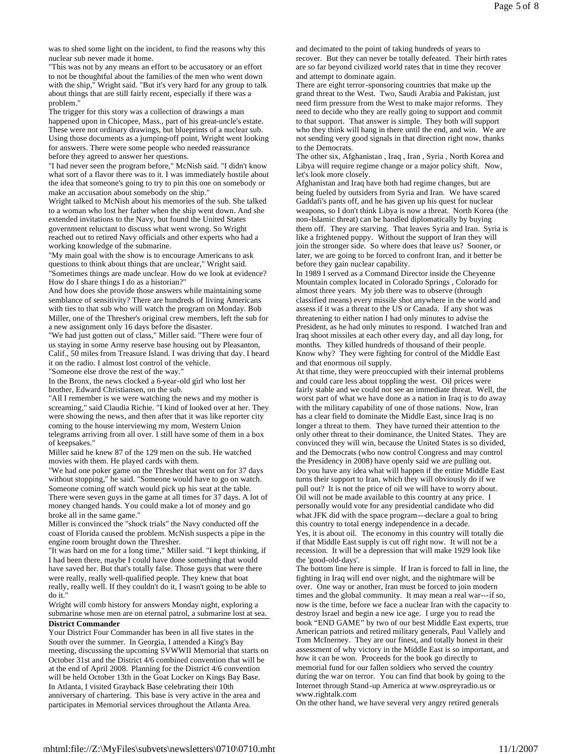was to shed some light on the incident, to find the reasons why this nuclear sub never made it home.

"This was not by any means an effort to be accusatory or an effort to not be thoughtful about the families of the men who went down with the ship," Wright said. "But it's very hard for any group to talk about things that are still fairly recent, especially if there was a problem."

The trigger for this story was a collection of drawings a man happened upon in Chicopee, Mass., part of his great-uncle's estate. These were not ordinary drawings, but blueprints of a nuclear sub. Using those documents as a jumping-off point, Wright went looking for answers. There were some people who needed reassurance before they agreed to answer her questions.

"I had never seen the program before," McNish said. "I didn't know what sort of a flavor there was to it. I was immediately hostile about the idea that someone's going to try to pin this one on somebody or make an accusation about somebody on the ship."

Wright talked to McNish about his memories of the sub. She talked to a woman who lost her father when the ship went down. And she extended invitations to the Navy, but found the United States government reluctant to discuss what went wrong. So Wright reached out to retired Navy officials and other experts who had a working knowledge of the submarine.

"My main goal with the show is to encourage Americans to ask questions to think about things that are unclear," Wright said. "Sometimes things are made unclear. How do we look at evidence? How do I share things I do as a historian?"

And how does she provide those answers while maintaining some semblance of sensitivity? There are hundreds of living Americans with ties to that sub who will watch the program on Monday. Bob Miller, one of the Thresher's original crew members, left the sub for a new assignment only 16 days before the disaster.

"We had just gotten out of class," Miller said. "There were four of us staying in some Army reserve base housing out by Pleasanton, Calif., 50 miles from Treasure Island. I was driving that day. I heard it on the radio. I almost lost control of the vehicle.

"Someone else drove the rest of the way."

In the Bronx, the news clocked a 6-year-old girl who lost her brother, Edward Christiansen, on the sub.

"All I remember is we were watching the news and my mother is screaming," said Claudia Richie. "I kind of looked over at her. They were showing the news, and then after that it was like reporter city coming to the house interviewing my mom, Western Union telegrams arriving from all over. I still have some of them in a box of keepsakes."

Miller said he knew 87 of the 129 men on the sub. He watched movies with them. He played cards with them.

"We had one poker game on the Thresher that went on for 37 days without stopping," he said. "Someone would have to go on watch. Someone coming off watch would pick up his seat at the table. There were seven guys in the game at all times for 37 days. A lot of money changed hands. You could make a lot of money and go broke all in the same game."

Miller is convinced the "shock trials" the Navy conducted off the coast of Florida caused the problem. McNish suspects a pipe in the engine room brought down the Thresher.

"It was hard on me for a long time," Miller said. "I kept thinking, if I had been there, maybe I could have done something that would have saved her. But that's totally false. Those guys that were there were really, really well-qualified people. They knew that boat really, really well. If they couldn't do it, I wasn't going to be able to do it."

Wright will comb history for answers Monday night, exploring a submarine whose men are on eternal patrol, a submarine lost at sea.

**District Commander**

Your District Four Commander has been in all five states in the South over the summer. In Georgia, I attended a King's Bay meeting, discussing the upcoming SVWWII Memorial that starts on October 31st and the District 4/6 combined convention that will be at the end of April 2008. Planning for the District 4/6 convention will be held October 13th in the Goat Locker on Kings Bay Base. In Atlanta, I visited Grayback Base celebrating their 10th anniversary of chartering. This base is very active in the area and participates in Memorial services throughout the Atlanta Area.

and decimated to the point of taking hundreds of years to recover. But they can never be totally defeated. Their birth rates are so far beyond civilized world rates that in time they recover and attempt to dominate again.

There are eight terror-sponsoring countries that make up the grand threat to the West. Two, Saudi Arabia and Pakistan, just need firm pressure from the West to make major reforms. They need to decide who they are really going to support and commit to that support. That answer is simple. They both will support who they think will hang in there until the end, and win. We are not sending very good signals in that direction right now, thanks to the Democrats.

The other six, Afghanistan , Iraq , Iran , Syria , North Korea and Libya will require regime change or a major policy shift. Now, let's look more closely.

Afghanistan and Iraq have both had regime changes, but are being fueled by outsiders from Syria and Iran. We have scared Gaddafi's pants off, and he has given up his quest for nuclear weapons, so I don't think Libya is now a threat. North Korea (the non-Islamic threat) can be handled diplomatically by buying them off. They are starving. That leaves Syria and Iran. Syria is like a frightened puppy. Without the support of Iran they will join the stronger side. So where does that leave us? Sooner, or later, we are going to be forced to confront Iran, and it better be before they gain nuclear capability.

In 1989 I served as a Command Director inside the Cheyenne Mountain complex located in Colorado Springs , Colorado for almost three years. My job there was to observe (through classified means) every missile shot anywhere in the world and assess if it was a threat to the US or Canada. If any shot was threatening to either nation I had only minutes to advise the President, as he had only minutes to respond. I watched Iran and Iraq shoot missiles at each other every day, and all day long, for months. They killed hundreds of thousand of their people. Know why? They were fighting for control of the Middle East and that enormous oil supply.

At that time, they were preoccupied with their internal problems and could care less about toppling the west. Oil prices were fairly stable and we could not see an immediate threat. Well, the worst part of what we have done as a nation in Iraq is to do away with the military capability of one of those nations. Now, Iran has a clear field to dominate the Middle East, since Iraq is no longer a threat to them. They have turned their attention to the only other threat to their dominance, the United States. They are convinced they will win, because the United States is so divided, and the Democrats (who now control Congress and may control the Presidency in 2008) have openly said we are pulling out.

Do you have any idea what will happen if the entire Middle East turns their support to Iran, which they will obviously do if we pull out? It is not the price of oil we will have to worry about. Oil will not be made available to this country at any price. I personally would vote for any presidential candidate who did what JFK did with the space program---declare a goal to bring this country to total energy independence in a decade.

Yes, it is about oil. The economy in this country will totally die if that Middle East supply is cut off right now. It will not be a recession. It will be a depression that will make 1929 look like the 'good-old-days'.

The bottom line here is simple. If Iran is forced to fall in line, the fighting in Iraq will end over night, and the nightmare will be over. One way or another, Iran must be forced to join modern times and the global community. It may mean a real war---if so, now is the time, before we face a nuclear Iran with the capacity to destroy Israel and begin a new ice age. I urge you to read the book "END GAME" by two of our best Middle East experts, true American patriots and retired military generals, Paul Vallely and Tom McInerney. They are our finest, and totally honest in their assessment of why victory in the Middle East is so important, and how it can be won. Proceeds for the book go directly to memorial fund for our fallen soldiers who served the country during the war on terror. You can find that book by going to the Internet through Stand-up America at www.ospreyradio.us or www.rightalk.com

On the other hand, we have several very angry retired generals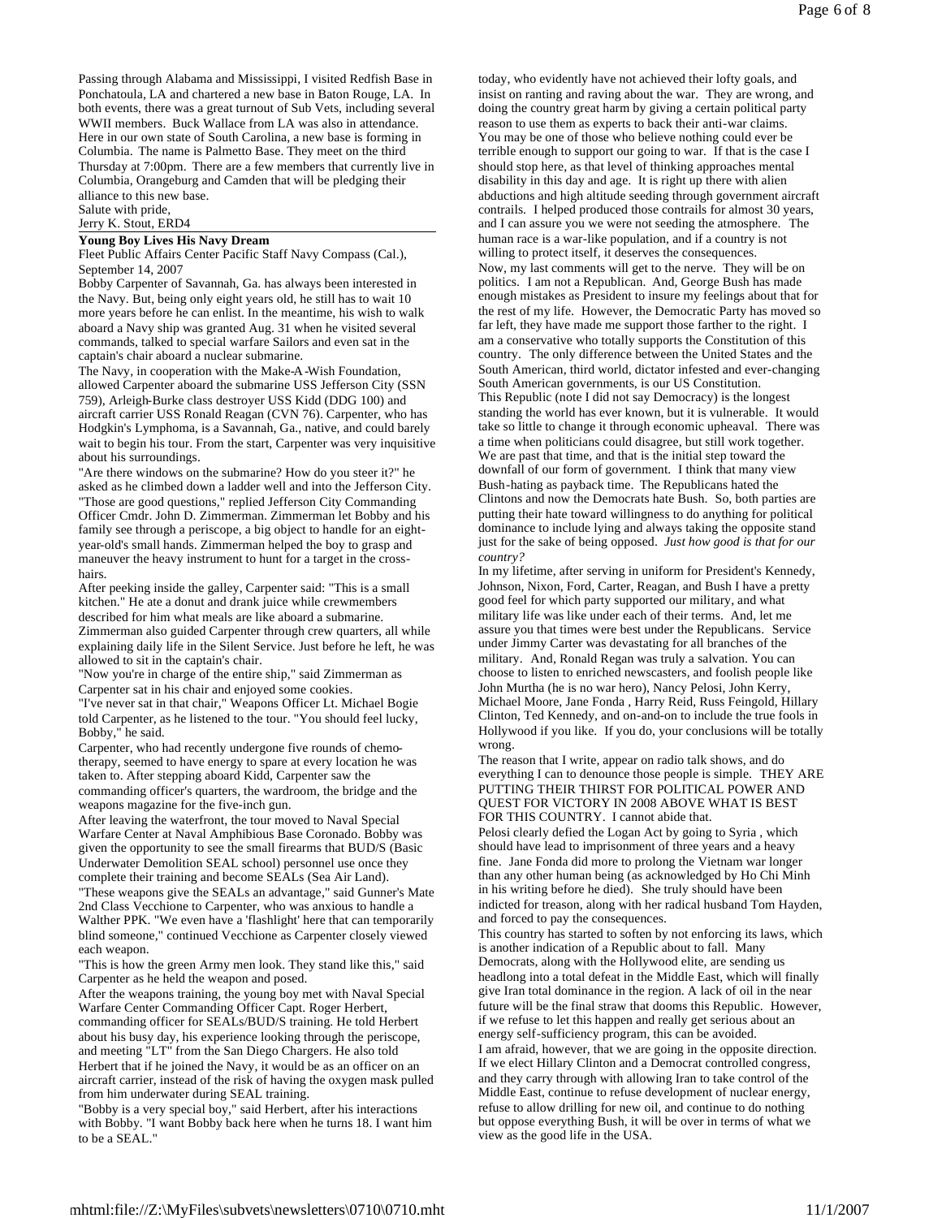Passing through Alabama and Mississippi, I visited Redfish Base in Ponchatoula, LA and chartered a new base in Baton Rouge, LA. In both events, there was a great turnout of Sub Vets, including several WWII members. Buck Wallace from LA was also in attendance. Here in our own state of South Carolina, a new base is forming in Columbia. The name is Palmetto Base. They meet on the third Thursday at 7:00pm. There are a few members that currently live in Columbia, Orangeburg and Camden that will be pledging their alliance to this new base.

Salute with pride,

Jerry K. Stout, ERD4

**Young Boy Lives His Navy Dream**

Fleet Public Affairs Center Pacific Staff Navy Compass (Cal.), September 14, 2007

Bobby Carpenter of Savannah, Ga. has always been interested in the Navy. But, being only eight years old, he still has to wait 10 more years before he can enlist. In the meantime, his wish to walk aboard a Navy ship was granted Aug. 31 when he visited several commands, talked to special warfare Sailors and even sat in the captain's chair aboard a nuclear submarine.

The Navy, in cooperation with the Make-A-Wish Foundation, allowed Carpenter aboard the submarine USS Jefferson City (SSN 759), Arleigh-Burke class destroyer USS Kidd (DDG 100) and aircraft carrier USS Ronald Reagan (CVN 76). Carpenter, who has Hodgkin's Lymphoma, is a Savannah, Ga., native, and could barely wait to begin his tour. From the start, Carpenter was very inquisitive about his surroundings.

"Are there windows on the submarine? How do you steer it?" he asked as he climbed down a ladder well and into the Jefferson City.

"Those are good questions," replied Jefferson City Commanding Officer Cmdr. John D. Zimmerman. Zimmerman let Bobby and his family see through a periscope, a big object to handle for an eight-year-old's small hands. Zimmerman helped the boy to grasp and maneuver the heavy instrument to hunt for a target in the cross-hairs.

After peeking inside the galley, Carpenter said: "This is a small kitchen." He ate a donut and drank juice while crewmembers described for him what meals are like aboard a submarine. Zimmerman also guided Carpenter through crew quarters, all while explaining daily life in the Silent Service. Just before he left, he was allowed to sit in the captain's chair.

"Now you're in charge of the entire ship," said Zimmerman as Carpenter sat in his chair and enjoyed some cookies.

"I've never sat in that chair," Weapons Officer Lt. Michael Bogie told Carpenter, as he listened to the tour. "You should feel lucky, Bobby," he said.

Carpenter, who had recently undergone five rounds of chemo-therapy, seemed to have energy to spare at every location he was taken to. After stepping aboard Kidd, Carpenter saw the commanding officer's quarters, the wardroom, the bridge and the weapons magazine for the five-inch gun.

After leaving the waterfront, the tour moved to Naval Special Warfare Center at Naval Amphibious Base Coronado. Bobby was given the opportunity to see the small firearms that BUD/S (Basic Underwater Demolition SEAL school) personnel use once they complete their training and become SEALs (Sea Air Land).

"These weapons give the SEALs an advantage," said Gunner's Mate 2nd Class Vecchione to Carpenter, who was anxious to handle a Walther PPK. "We even have a 'flashlight' here that can temporarily blind someone," continued Vecchione as Carpenter closely viewed each weapon.

"This is how the green Army men look. They stand like this," said Carpenter as he held the weapon and posed.

After the weapons training, the young boy met with Naval Special Warfare Center Commanding Officer Capt. Roger Herbert, commanding officer for SEALs/BUD/S training. He told Herbert about his busy day, his experience looking through the periscope, and meeting "LT" from the San Diego Chargers. He also told Herbert that if he joined the Navy, it would be as an officer on an aircraft carrier, instead of the risk of having the oxygen mask pulled from him underwater during SEAL training.

"Bobby is a very special boy," said Herbert, after his interactions with Bobby. "I want Bobby back here when he turns 18. I want him to be a SEAL."

today, who evidently have not achieved their lofty goals, and insist on ranting and raving about the war. They are wrong, and doing the country great harm by giving a certain political party reason to use them as experts to back their anti-war claims.

You may be one of those who believe nothing could ever be terrible enough to support our going to war. If that is the case I should stop here, as that level of thinking approaches mental disability in this day and age. It is right up there with alien abductions and high altitude seeding through government aircraft contrails. I helped produced those contrails for almost 30 years, and I can assure you we were not seeding the atmosphere. The human race is a war-like population, and if a country is not willing to protect itself, it deserves the consequences.

Now, my last comments will get to the nerve. They will be on politics. I am not a Republican. And, George Bush has made enough mistakes as President to insure my feelings about that for the rest of my life. However, the Democratic Party has moved so far left, they have made me support those farther to the right. I am a conservative who totally supports the Constitution of this country. The only difference between the United States and the South American, third world, dictator infested and ever-changing South American governments, is our US Constitution.

This Republic (note I did not say Democracy) is the longest standing the world has ever known, but it is vulnerable. It would take so little to change it through economic upheaval. There was a time when politicians could disagree, but still work together. We are past that time, and that is the initial step toward the downfall of our form of government. I think that many view Bush-hating as payback time. The Republicans hated the Clintons and now the Democrats hate Bush. So, both parties are putting their hate toward willingness to do anything for political dominance to include lying and always taking the opposite stand just for the sake of being opposed. *Just how good is that for our country?*

In my lifetime, after serving in uniform for President's Kennedy, Johnson, Nixon, Ford, Carter, Reagan, and Bush I have a pretty good feel for which party supported our military, and what military life was like under each of their terms. And, let me assure you that times were best under the Republicans. Service under Jimmy Carter was devastating for all branches of the military. And, Ronald Regan was truly a salvation. You can choose to listen to enriched newscasters, and foolish people like John Murtha (he is no war hero), Nancy Pelosi, John Kerry, Michael Moore, Jane Fonda , Harry Reid, Russ Feingold, Hillary Clinton, Ted Kennedy, and on-and-on to include the true fools in Hollywood if you like. If you do, your conclusions will be totally wrong.

The reason that I write, appear on radio talk shows, and do everything I can to denounce those people is simple. THEY ARE PUTTING THEIR THIRST FOR POLITICAL POWER AND QUEST FOR VICTORY IN 2008 ABOVE WHAT IS BEST FOR THIS COUNTRY. I cannot abide that.

Pelosi clearly defied the Logan Act by going to Syria , which should have lead to imprisonment of three years and a heavy fine. Jane Fonda did more to prolong the Vietnam war longer than any other human being (as acknowledged by Ho Chi Minh in his writing before he died). She truly should have been indicted for treason, along with her radical husband Tom Hayden, and forced to pay the consequences.

This country has started to soften by not enforcing its laws, which is another indication of a Republic about to fall. Many Democrats, along with the Hollywood elite, are sending us headlong into a total defeat in the Middle East, which will finally give Iran total dominance in the region. A lack of oil in the near future will be the final straw that dooms this Republic. However, if we refuse to let this happen and really get serious about an energy self-sufficiency program, this can be avoided.

I am afraid, however, that we are going in the opposite direction. If we elect Hillary Clinton and a Democrat controlled congress, and they carry through with allowing Iran to take control of the Middle East, continue to refuse development of nuclear energy, refuse to allow drilling for new oil, and continue to do nothing but oppose everything Bush, it will be over in terms of what we view as the good life in the USA.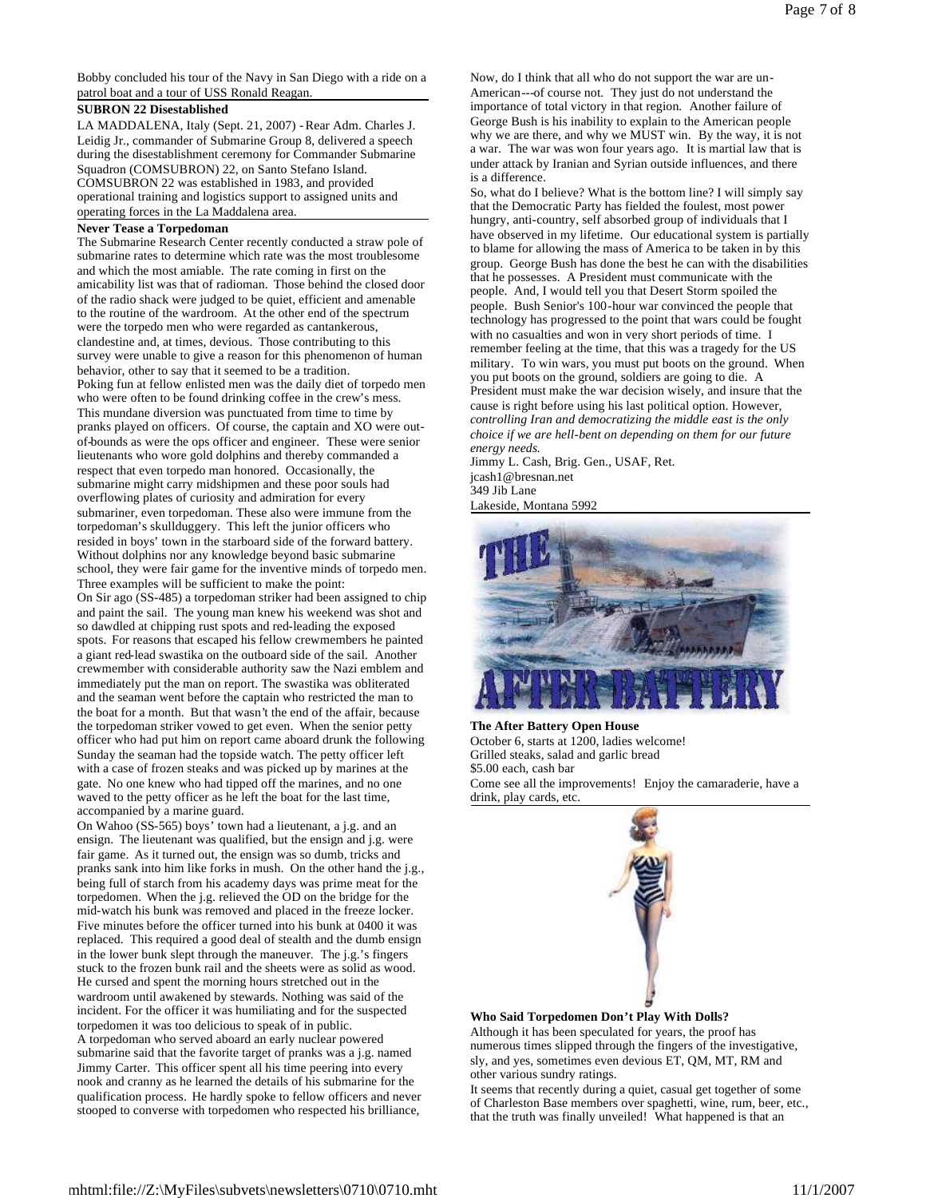Bobby concluded his tour of the Navy in San Diego with a ride on a patrol boat and a tour of USS Ronald Reagan.

**SUBRON 22 Disestablished**

LA MADDALENA, Italy (Sept. 21, 2007) - Rear Adm. Charles J. Leidig Jr., commander of Submarine Group 8, delivered a speech during the disestablishment ceremony for Commander Submarine Squadron (COMSUBRON) 22, on Santo Stefano Island. COMSUBRON 22 was established in 1983, and provided operational training and logistics support to assigned units and operating forces in the La Maddalena area.

**Never Tease a Torpedoman**

The Submarine Research Center recently conducted a straw pole of submarine rates to determine which rate was the most troublesome and which the most amiable. The rate coming in first on the amicability list was that of radioman. Those behind the closed door of the radio shack were judged to be quiet, efficient and amenable to the routine of the wardroom. At the other end of the spectrum were the torpedo men who were regarded as cantankerous, clandestine and, at times, devious. Those contributing to this survey were unable to give a reason for this phenomenon of human behavior, other to say that it seemed to be a tradition.

Poking fun at fellow enlisted men was the daily diet of torpedo men who were often to be found drinking coffee in the crew's mess. This mundane diversion was punctuated from time to time by pranks played on officers. Of course, the captain and XO were out-of-bounds as were the ops officer and engineer. These were senior lieutenants who wore gold dolphins and thereby commanded a respect that even torpedo man honored. Occasionally, the submarine might carry midshipmen and these poor souls had overflowing plates of curiosity and admiration for every submariner, even torpedoman. These also were immune from the torpedoman's skullduggery. This left the junior officers who resided in boys' town in the starboard side of the forward battery. Without dolphins nor any knowledge beyond basic submarine school, they were fair game for the inventive minds of torpedo men. Three examples will be sufficient to make the point:

On Sir ago (SS-485) a torpedoman striker had been assigned to chip and paint the sail. The young man knew his weekend was shot and so dawdled at chipping rust spots and red-leading the exposed spots. For reasons that escaped his fellow crewmembers he painted a giant red-lead swastika on the outboard side of the sail. Another crewmember with considerable authority saw the Nazi emblem and immediately put the man on report. The swastika was obliterated and the seaman went before the captain who restricted the man to the boat for a month. But that wasn't the end of the affair, because the torpedoman striker vowed to get even. When the senior petty officer who had put him on report came aboard drunk the following Sunday the seaman had the topside watch. The petty officer left with a case of frozen steaks and was picked up by marines at the gate. No one knew who had tipped off the marines, and no one waved to the petty officer as he left the boat for the last time, accompanied by a marine guard.

On Wahoo (SS-565) boys' town had a lieutenant, a j.g. and an ensign. The lieutenant was qualified, but the ensign and j.g. were fair game. As it turned out, the ensign was so dumb, tricks and pranks sank into him like forks in mush. On the other hand the j.g., being full of starch from his academy days was prime meat for the torpedomen. When the j.g. relieved the OD on the bridge for the mid-watch his bunk was removed and placed in the freeze locker. Five minutes before the officer turned into his bunk at 0400 it was replaced. This required a good deal of stealth and the dumb ensign in the lower bunk slept through the maneuver. The j.g.'s fingers stuck to the frozen bunk rail and the sheets were as solid as wood. He cursed and spent the morning hours stretched out in the wardroom until awakened by stewards. Nothing was said of the incident. For the officer it was humiliating and for the suspected torpedomen it was too delicious to speak of in public.

A torpedoman who served aboard an early nuclear powered submarine said that the favorite target of pranks was a j.g. named Jimmy Carter. This officer spent all his time peering into every nook and cranny as he learned the details of his submarine for the qualification process. He hardly spoke to fellow officers and never stooped to converse with torpedomen who respected his brilliance,

Now, do I think that all who do not support the war are un-American---of course not. They just do not understand the importance of total victory in that region. Another failure of George Bush is his inability to explain to the American people why we are there, and why we MUST win. By the way, it is not a war. The war was won four years ago. It is martial law that is under attack by Iranian and Syrian outside influences, and there is a difference.

So, what do I believe? What is the bottom line? I will simply say that the Democratic Party has fielded the foulest, most power hungry, anti-country, self absorbed group of individuals that I have observed in my lifetime. Our educational system is partially to blame for allowing the mass of America to be taken in by this group. George Bush has done the best he can with the disabilities that he possesses. A President must communicate with the people. And, I would tell you that Desert Storm spoiled the people. Bush Senior's 100-hour war convinced the people that technology has progressed to the point that wars could be fought with no casualties and won in very short periods of time. I remember feeling at the time, that this was a tragedy for the US military. To win wars, you must put boots on the ground. When you put boots on the ground, soldiers are going to die. A President must make the war decision wisely, and insure that the cause is right before using his last political option. However, *controlling Iran and democratizing the middle east is the only choice if we are hell-bent on depending on them for our future energy needs.*

Jimmy L. Cash, Brig. Gen., USAF, Ret.
jcash1@bresnan.net
349 Jib Lane
Lakeside, Montana 5992

**The After Battery Open House**

October 6, starts at 1200, ladies welcome!
Grilled steaks, salad and garlic bread
$5.00 each, cash bar
Come see all the improvements! Enjoy the camaraderie, have a drink, play cards, etc.

**Who Said Torpedomen Don't Play With Dolls?**

Although it has been speculated for years, the proof has numerous times slipped through the fingers of the investigative, sly, and yes, sometimes even devious ET, QM, MT, RM and other various sundry ratings.

It seems that recently during a quiet, casual get together of some of Charleston Base members over spaghetti, wine, rum, beer, etc., that the truth was finally unveiled! What happened is that an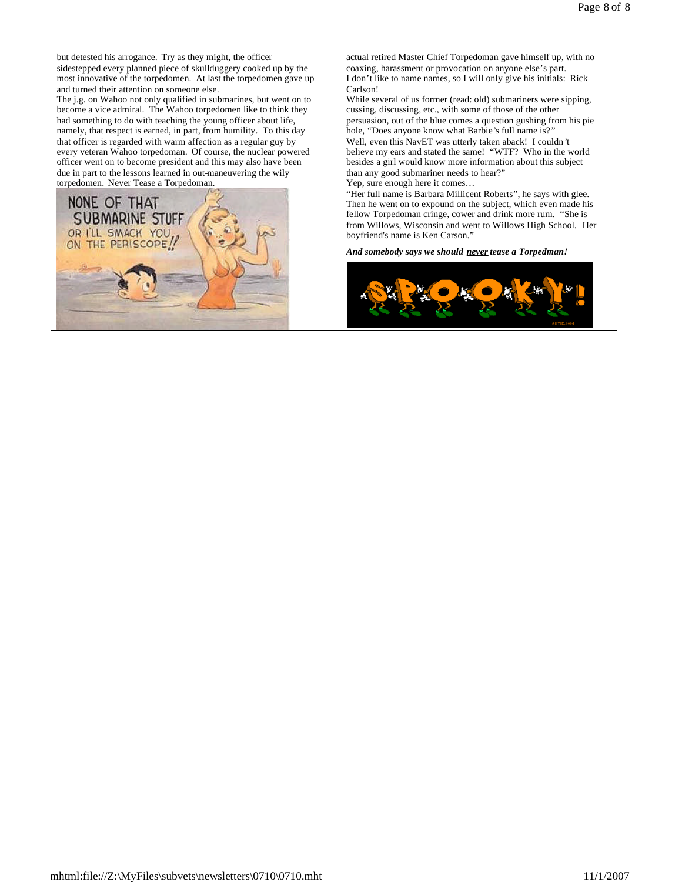but detested his arrogance. Try as they might, the officer sidestepped every planned piece of skullduggery cooked up by the most innovative of the torpedomen. At last the torpedomen gave up and turned their attention on someone else.

The j.g. on Wahoo not only qualified in submarines, but went on to become a vice admiral. The Wahoo torpedomen like to think they had something to do with teaching the young officer about life, namely, that respect is earned, in part, from humility. To this day that officer is regarded with warm affection as a regular guy by every veteran Wahoo torpedoman. Of course, the nuclear powered officer went on to become president and this may also have been due in part to the lessons learned in out-maneuvering the wily torpedomen. Never Tease a Torpedoman.

actual retired Master Chief Torpedoman gave himself up, with no coaxing, harassment or provocation on anyone else's part.

I don't like to name names, so I will only give his initials: Rick Carlson!

While several of us former (read: old) submariners were sipping, cussing, discussing, etc., with some of those of the other persuasion, out of the blue comes a question gushing from his pie hole, "Does anyone know what Barbie's full name is?"

Well, even this NavET was utterly taken aback! I couldn't believe my ears and stated the same! "WTF? Who in the world besides a girl would know more information about this subject than any good submariner needs to hear?"

Yep, sure enough here it comes…

"Her full name is Barbara Millicent Roberts", he says with glee. Then he went on to expound on the subject, which even made his fellow Torpedoman cringe, cower and drink more rum. "She is from Willows, Wisconsin and went to Willows High School. Her boyfriend's name is Ken Carson."

***And somebody says we should never tease a Torpedman!***